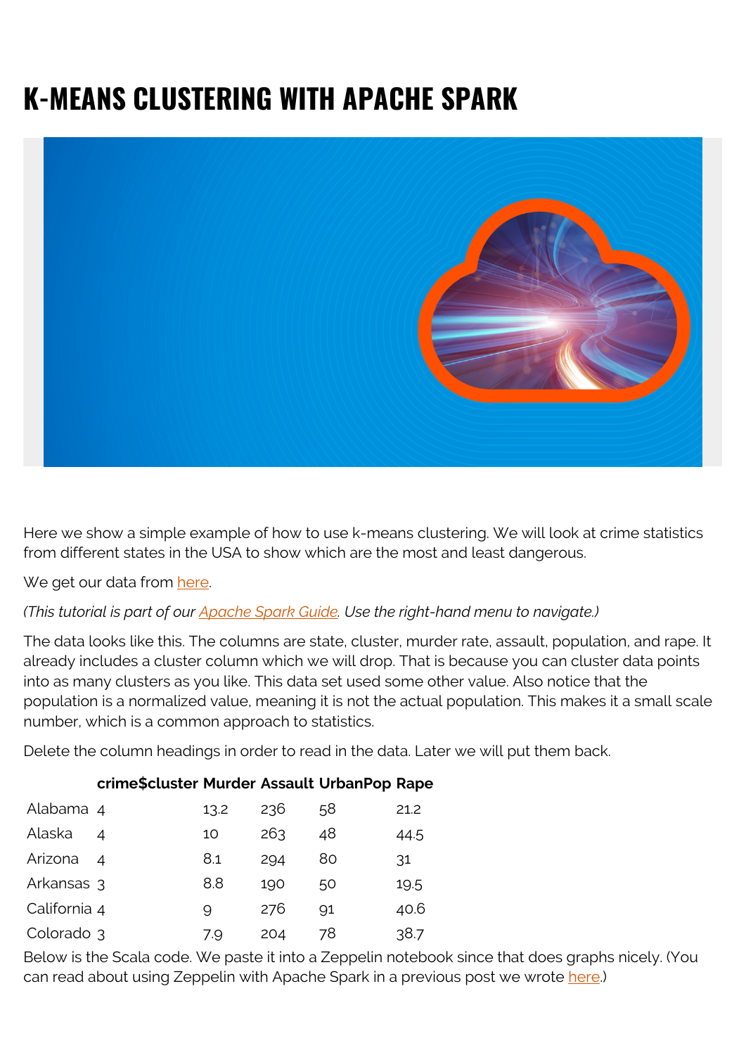# K-MEANS CLUSTERING WITH APACHE SPARK

Here we show a simple example of how to use k-means clustering. We will look at crime statistics from different states in the USA to show which are the most and least dangerous.

We get our data from here.

*(This tutorial is part of our Apache Spark Guide. Use the right-hand menu to navigate.)*

The data looks like this. The columns are state, cluster, murder rate, assault, population, and rape. It already includes a cluster column which we will drop. That is because you can cluster data points into as many clusters as you like. This data set used some other value. Also notice that the population is a normalized value, meaning it is not the actual population. This makes it a small scale number, which is a common approach to statistics.

Delete the column headings in order to read in the data. Later we will put them back.

| | crime$cluster | Murder | Assault | UrbanPop | Rape |
|---|---|---|---|---|---|
| Alabama | 4 | 13.2 | 236 | 58 | 21.2 |
| Alaska | 4 | 10 | 263 | 48 | 44.5 |
| Arizona | 4 | 8.1 | 294 | 80 | 31 |
| Arkansas | 3 | 8.8 | 190 | 50 | 19.5 |
| California | 4 | 9 | 276 | 91 | 40.6 |
| Colorado | 3 | 7.9 | 204 | 78 | 38.7 |

Below is the Scala code. We paste it into a Zeppelin notebook since that does graphs nicely. (You can read about using Zeppelin with Apache Spark in a previous post we wrote here.)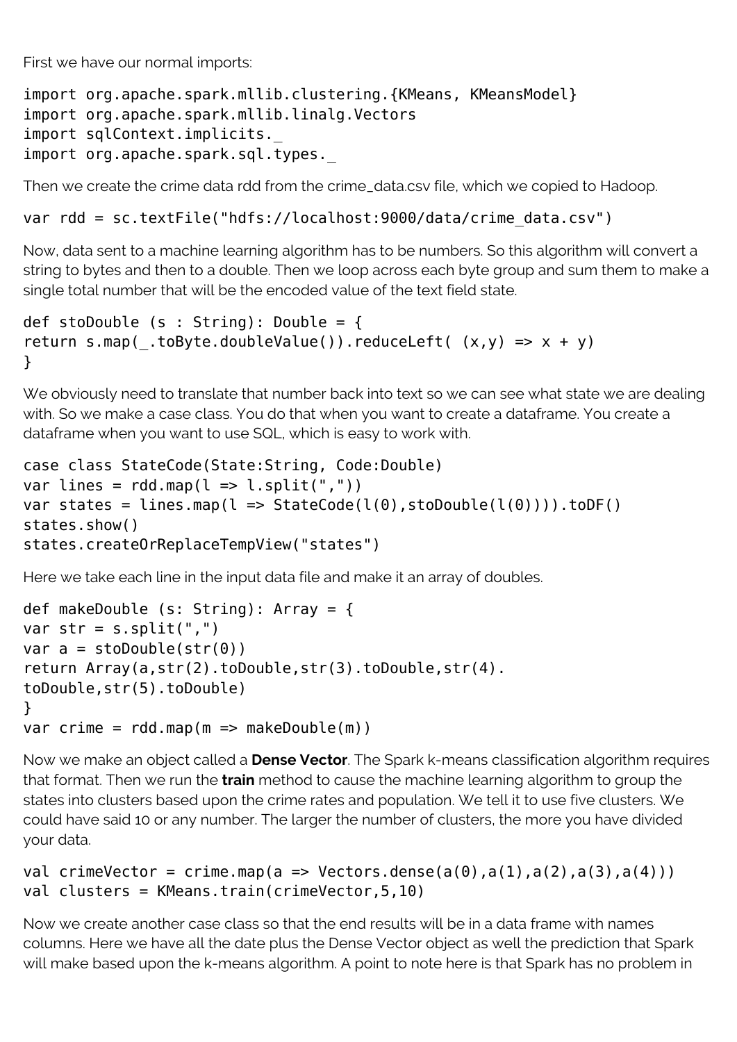First we have our normal imports:

```
import org.apache.spark.mllib.clustering.{KMeans, KMeansModel}
import org.apache.spark.mllib.linalg.Vectors
import sqlContext.implicits._
import org.apache.spark.sql.types._
```

Then we create the crime data rdd from the crime_data.csv file, which we copied to Hadoop.

```
var rdd = sc.textFile("hdfs://localhost:9000/data/crime_data.csv")
```

Now, data sent to a machine learning algorithm has to be numbers. So this algorithm will convert a string to bytes and then to a double. Then we loop across each byte group and sum them to make a single total number that will be the encoded value of the text field state.

```
def stoDouble (s : String): Double = {
return s.map(_.toByte.doubleValue()).reduceLeft( (x,y) => x + y)
}
```

We obviously need to translate that number back into text so we can see what state we are dealing with. So we make a case class. You do that when you want to create a dataframe. You create a dataframe when you want to use SQL, which is easy to work with.

```
case class StateCode(State:String, Code:Double)
var lines = rdd.map(l => l.split(","))
var states = lines.map(l => StateCode(l(0),stoDouble(l(0)))).toDF()
states.show()
states.createOrReplaceTempView("states")
```

Here we take each line in the input data file and make it an array of doubles.

```
def makeDouble (s: String): Array = {
var str = s.split(",")
var a = stoDouble(str(0))
return Array(a,str(2).toDouble,str(3).toDouble,str(4).
toDouble,str(5).toDouble)
}
var crime = rdd.map(m => makeDouble(m))
```

Now we make an object called a **Dense Vector**. The Spark k-means classification algorithm requires that format. Then we run the **train** method to cause the machine learning algorithm to group the states into clusters based upon the crime rates and population. We tell it to use five clusters. We could have said 10 or any number. The larger the number of clusters, the more you have divided your data.

```
val crimeVector = crime.map(a => Vectors.dense(a(0),a(1),a(2),a(3),a(4)))
val clusters = KMeans.train(crimeVector,5,10)
```

Now we create another case class so that the end results will be in a data frame with names columns. Here we have all the date plus the Dense Vector object as well the prediction that Spark will make based upon the k-means algorithm. A point to note here is that Spark has no problem in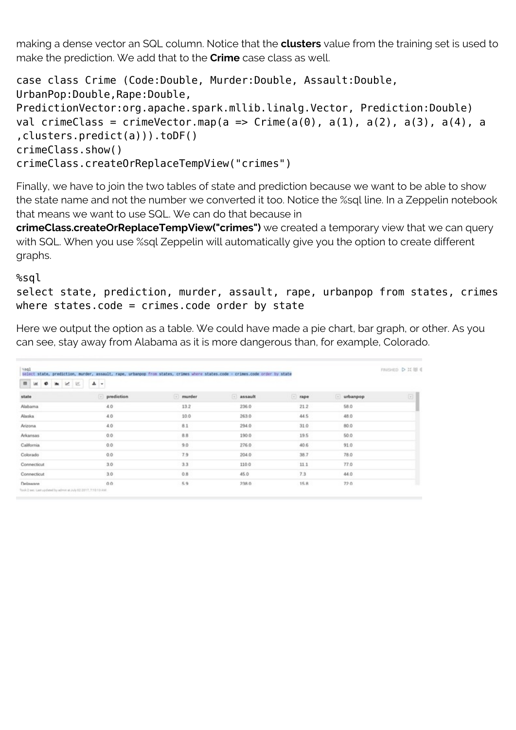making a dense vector an SQL column. Notice that the **clusters** value from the training set is used to make the prediction. We add that to the **Crime** case class as well.

```
case class Crime (Code:Double, Murder:Double, Assault:Double,
UrbanPop:Double,Rape:Double,
PredictionVector:org.apache.spark.mllib.linalg.Vector, Prediction:Double)
val crimeClass = crimeVector.map(a => Crime(a(0), a(1), a(2), a(3), a(4), a
,clusters.predict(a))).toDF()
crimeClass.show()
crimeClass.createOrReplaceTempView("crimes")
```

Finally, we have to join the two tables of state and prediction because we want to be able to show the state name and not the number we converted it too. Notice the %sql line. In a Zeppelin notebook that means we want to use SQL. We can do that because in **crimeClass.createOrReplaceTempView("crimes")** we created a temporary view that we can query with SQL. When you use %sql Zeppelin will automatically give you the option to create different graphs.

```
%sql
select state, prediction, murder, assault, rape, urbanpop from states, crimes
where states.code = crimes.code order by state
```

Here we output the option as a table. We could have made a pie chart, bar graph, or other. As you can see, stay away from Alabama as it is more dangerous than, for example, Colorado.

```
%sql
select state, prediction, murder, assault, rape, urbanpop from states, crimes where states.code = crimes.code order by state
```

FINISHED

| state | prediction | murder | assault | rape | urbanpop |
|---|---|---|---|---|---|
| Alabama | 4.0 | 13.2 | 236.0 | 21.2 | 58.0 |
| Alaska | 4.0 | 10.0 | 263.0 | 44.5 | 48.0 |
| Arizona | 4.0 | 8.1 | 294.0 | 31.0 | 80.0 |
| Arkansas | 0.0 | 8.8 | 190.0 | 19.5 | 50.0 |
| California | 0.0 | 9.0 | 276.0 | 40.6 | 91.0 |
| Colorado | 0.0 | 7.9 | 204.0 | 38.7 | 78.0 |
| Connecticut | 3.0 | 3.3 | 110.0 | 11.1 | 77.0 |
| Connecticut | 3.0 | 0.8 | 45.0 | 7.3 | 44.0 |
| Delaware | 0.0 | 5.9 | 238.0 | 15.8 | 72.0 |

Took 2 sec. Last updated by admin at July 02 2017, 7:10:13 AM.